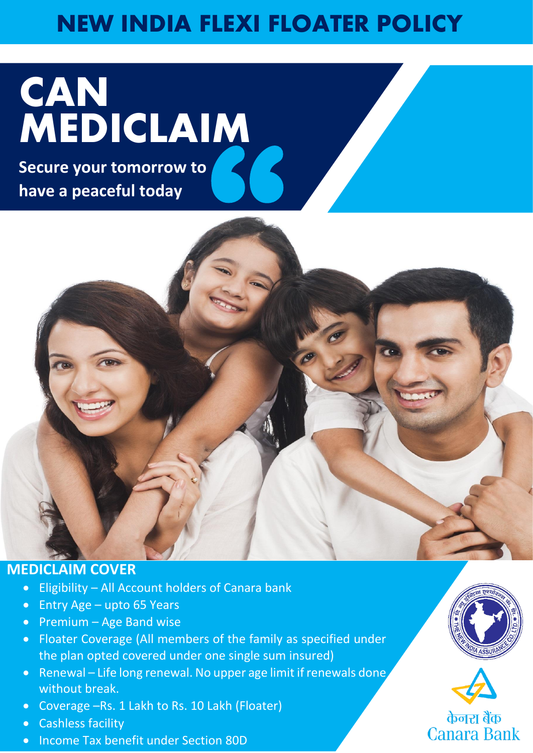# NEW INDIA FLEXI FLOATER POLICY

# CAN MEDICLAIM

**Secure your tomorrow to have a peaceful today**

## MEDICLAIM COVER

- Eligibility – All Account holders of Canara bank
- Entry Age – upto 65 Years
- Premium – Age Band wise
- Floater Coverage (All members of the family as specified under the plan opted covered under one single sum insured)
- Renewal – Life long renewal. No upper age limit if renewals done without break.
- Coverage –Rs. 1 Lakh to Rs. 10 Lakh (Floater)
- Cashless facility
- Income Tax benefit under Section 80D

केनरा बैंक
Canara Bank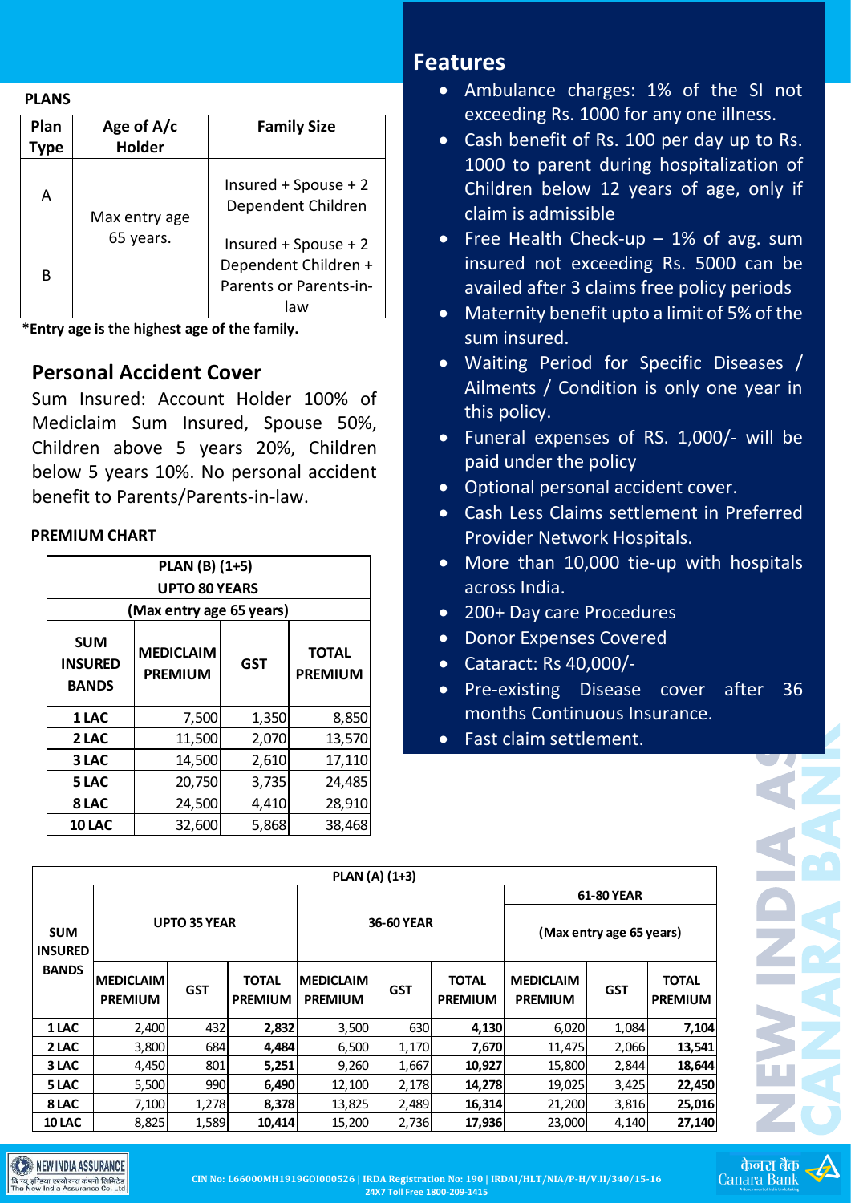## PLANS

| Plan Type | Age of A/c Holder | Family Size |
|---|---|---|
| A | Max entry age 65 years. | Insured + Spouse + 2 Dependent Children |
| B | | Insured + Spouse + 2 Dependent Children + Parents or Parents-in-law |

**\*Entry age is the highest age of the family.**

## Personal Accident Cover

Sum Insured: Account Holder 100% of Mediclaim Sum Insured, Spouse 50%, Children above 5 years 20%, Children below 5 years 10%. No personal accident benefit to Parents/Parents-in-law.

**PREMIUM CHART**

| PLAN (B) (1+5) UPTO 80 YEARS (Max entry age 65 years) | | | |
|---|---|---|---|
| **SUM INSURED BANDS** | **MEDICLAIM PREMIUM** | **GST** | **TOTAL PREMIUM** |
| **1 LAC** | 7,500 | 1,350 | 8,850 |
| **2 LAC** | 11,500 | 2,070 | 13,570 |
| **3 LAC** | 14,500 | 2,610 | 17,110 |
| **5 LAC** | 20,750 | 3,735 | 24,485 |
| **8 LAC** | 24,500 | 4,410 | 28,910 |
| **10 LAC** | 32,600 | 5,868 | 38,468 |

## Features

- Ambulance charges: 1% of the SI not exceeding Rs. 1000 for any one illness.
- Cash benefit of Rs. 100 per day up to Rs. 1000 to parent during hospitalization of Children below 12 years of age, only if claim is admissible
- Free Health Check-up – 1% of avg. sum insured not exceeding Rs. 5000 can be availed after 3 claims free policy periods
- Maternity benefit upto a limit of 5% of the sum insured.
- Waiting Period for Specific Diseases / Ailments / Condition is only one year in this policy.
- Funeral expenses of RS. 1,000/- will be paid under the policy
- Optional personal accident cover.
- Cash Less Claims settlement in Preferred Provider Network Hospitals.
- More than 10,000 tie-up with hospitals across India.
- 200+ Day care Procedures
- Donor Expenses Covered
- Cataract: Rs 40,000/-
- Pre-existing Disease cover after 36 months Continuous Insurance.
- Fast claim settlement.

| PLAN (A) (1+3) | | | | | | | | | |
|---|---|---|---|---|---|---|---|---|---|
| **SUM INSURED BANDS** | **UPTO 35 YEAR** | | | **36-60 YEAR** | | | **61-80 YEAR (Max entry age 65 years)** | | |
| | **MEDICLAIM PREMIUM** | **GST** | **TOTAL PREMIUM** | **MEDICLAIM PREMIUM** | **GST** | **TOTAL PREMIUM** | **MEDICLAIM PREMIUM** | **GST** | **TOTAL PREMIUM** |
| **1 LAC** | 2,400 | 432 | **2,832** | 3,500 | 630 | **4,130** | 6,020 | 1,084 | **7,104** |
| **2 LAC** | 3,800 | 684 | **4,484** | 6,500 | 1,170 | **7,670** | 11,475 | 2,066 | **13,541** |
| **3 LAC** | 4,450 | 801 | **5,251** | 9,260 | 1,667 | **10,927** | 15,800 | 2,844 | **18,644** |
| **5 LAC** | 5,500 | 990 | **6,490** | 12,100 | 2,178 | **14,278** | 19,025 | 3,425 | **22,450** |
| **8 LAC** | 7,100 | 1,278 | **8,378** | 13,825 | 2,489 | **16,314** | 21,200 | 3,816 | **25,016** |
| **10 LAC** | 8,825 | 1,589 | **10,414** | 15,200 | 2,736 | **17,936** | 23,000 | 4,140 | **27,140** |

NEW INDIA ASSURANCE
CANARA BANK

CIN No: L66000MH1919GOI000526 | IRDA Registration No: 190 | IRDAI/HLT/NIA/P-H/V.II/340/15-16
24X7 Toll Free 1800-209-1415